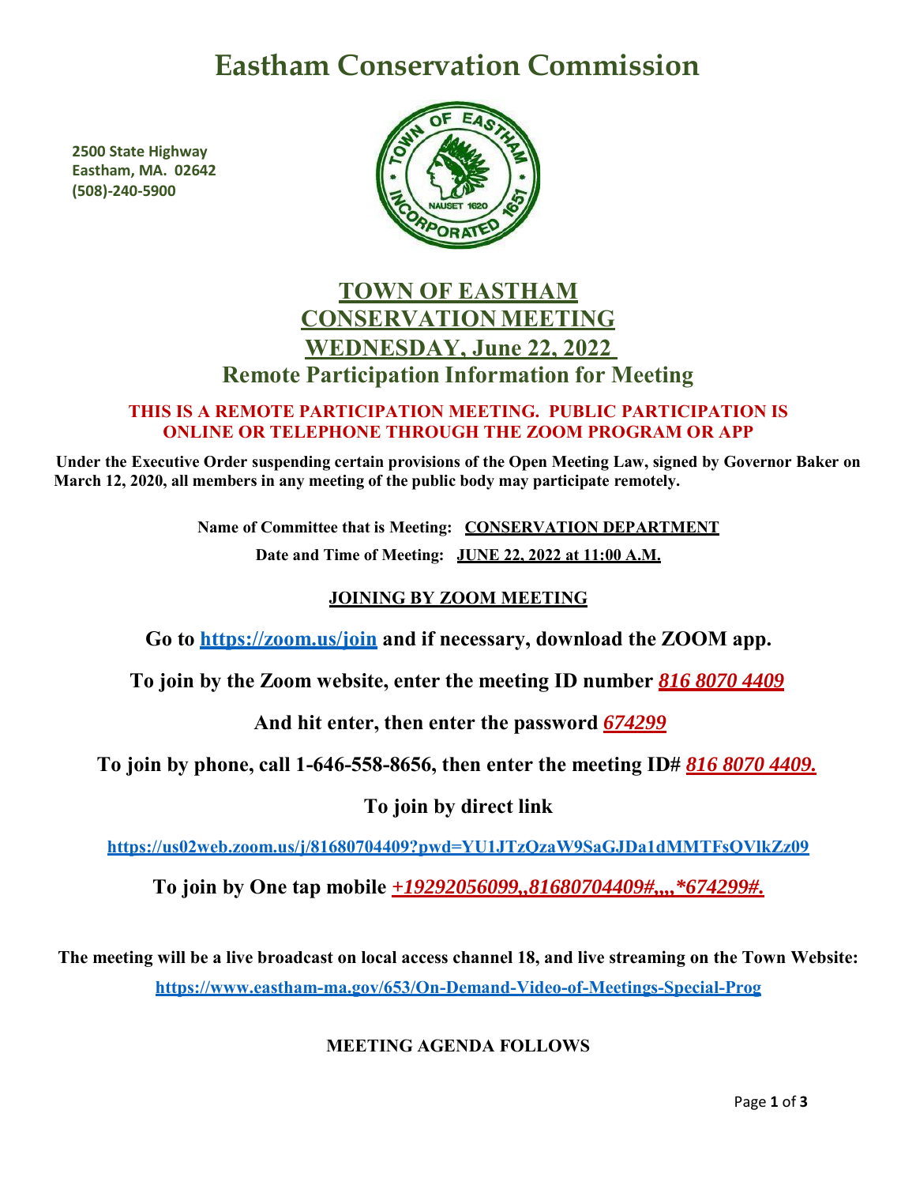# Eastham Conservation Commission

**2500 State Highway**
**Eastham, MA. 02642**
**(508)-240-5900**

## TOWN OF EASTHAM
## CONSERVATION MEETING
## WEDNESDAY, June 22, 2022
## Remote Participation Information for Meeting

**THIS IS A REMOTE PARTICIPATION MEETING. PUBLIC PARTICIPATION IS ONLINE OR TELEPHONE THROUGH THE ZOOM PROGRAM OR APP**

**Under the Executive Order suspending certain provisions of the Open Meeting Law, signed by Governor Baker on March 12, 2020, all members in any meeting of the public body may participate remotely.**

**Name of Committee that is Meeting: CONSERVATION DEPARTMENT**

**Date and Time of Meeting: JUNE 22, 2022 at 11:00 A.M.**

**JOINING BY ZOOM MEETING**

**Go to https://zoom.us/join and if necessary, download the ZOOM app.**

**To join by the Zoom website, enter the meeting ID number *816 8070 4409***

**And hit enter, then enter the password *674299***

**To join by phone, call 1-646-558-8656, then enter the meeting ID# *816 8070 4409.***

**To join by direct link**

**https://us02web.zoom.us/j/81680704409?pwd=YU1JTzQzaW9SaGJDa1dMMTFsQVlkZz09**

**To join by One tap mobile *+19292056099,,81680704409#,,,,*674299#.***

**The meeting will be a live broadcast on local access channel 18, and live streaming on the Town Website:**
**https://www.eastham-ma.gov/653/On-Demand-Video-of-Meetings-Special-Prog**

**MEETING AGENDA FOLLOWS**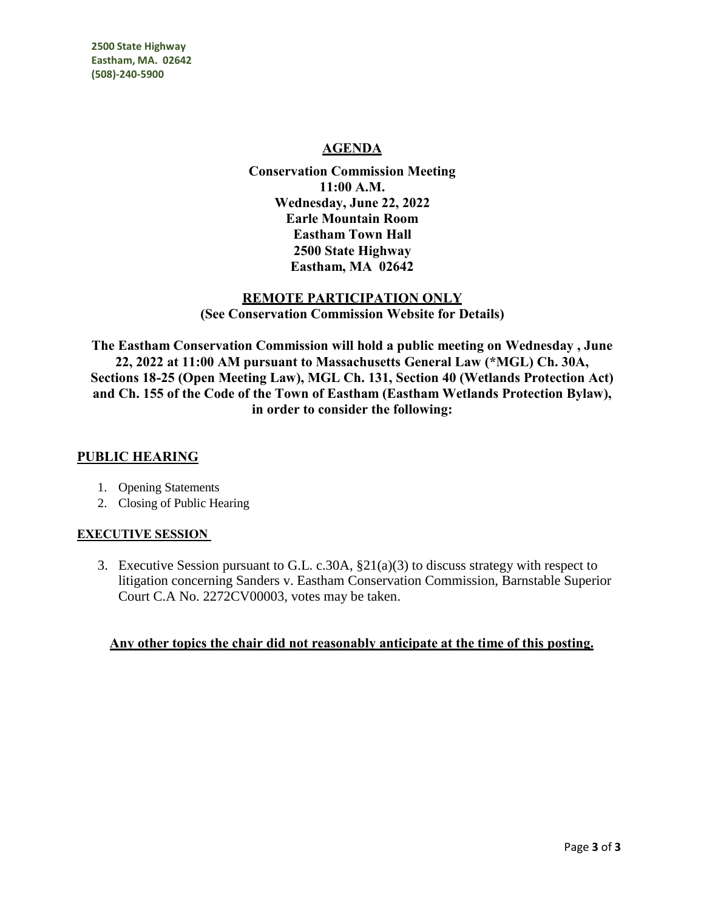2500 State Highway
Eastham, MA. 02642
(508)-240-5900

# AGENDA

**Conservation Commission Meeting**
**11:00 A.M.**
**Wednesday, June 22, 2022**
**Earle Mountain Room**
**Eastham Town Hall**
**2500 State Highway**
**Eastham, MA 02642**

**REMOTE PARTICIPATION ONLY**
**(See Conservation Commission Website for Details)**

**The Eastham Conservation Commission will hold a public meeting on Wednesday , June 22, 2022 at 11:00 AM pursuant to Massachusetts General Law (*MGL) Ch. 30A, Sections 18-25 (Open Meeting Law), MGL Ch. 131, Section 40 (Wetlands Protection Act) and Ch. 155 of the Code of the Town of Eastham (Eastham Wetlands Protection Bylaw), in order to consider the following:**

## PUBLIC HEARING

1. Opening Statements
2. Closing of Public Hearing

### EXECUTIVE SESSION

3. Executive Session pursuant to G.L. c.30A, §21(a)(3) to discuss strategy with respect to litigation concerning Sanders v. Eastham Conservation Commission, Barnstable Superior Court C.A No. 2272CV00003, votes may be taken.

**Any other topics the chair did not reasonably anticipate at the time of this posting.**